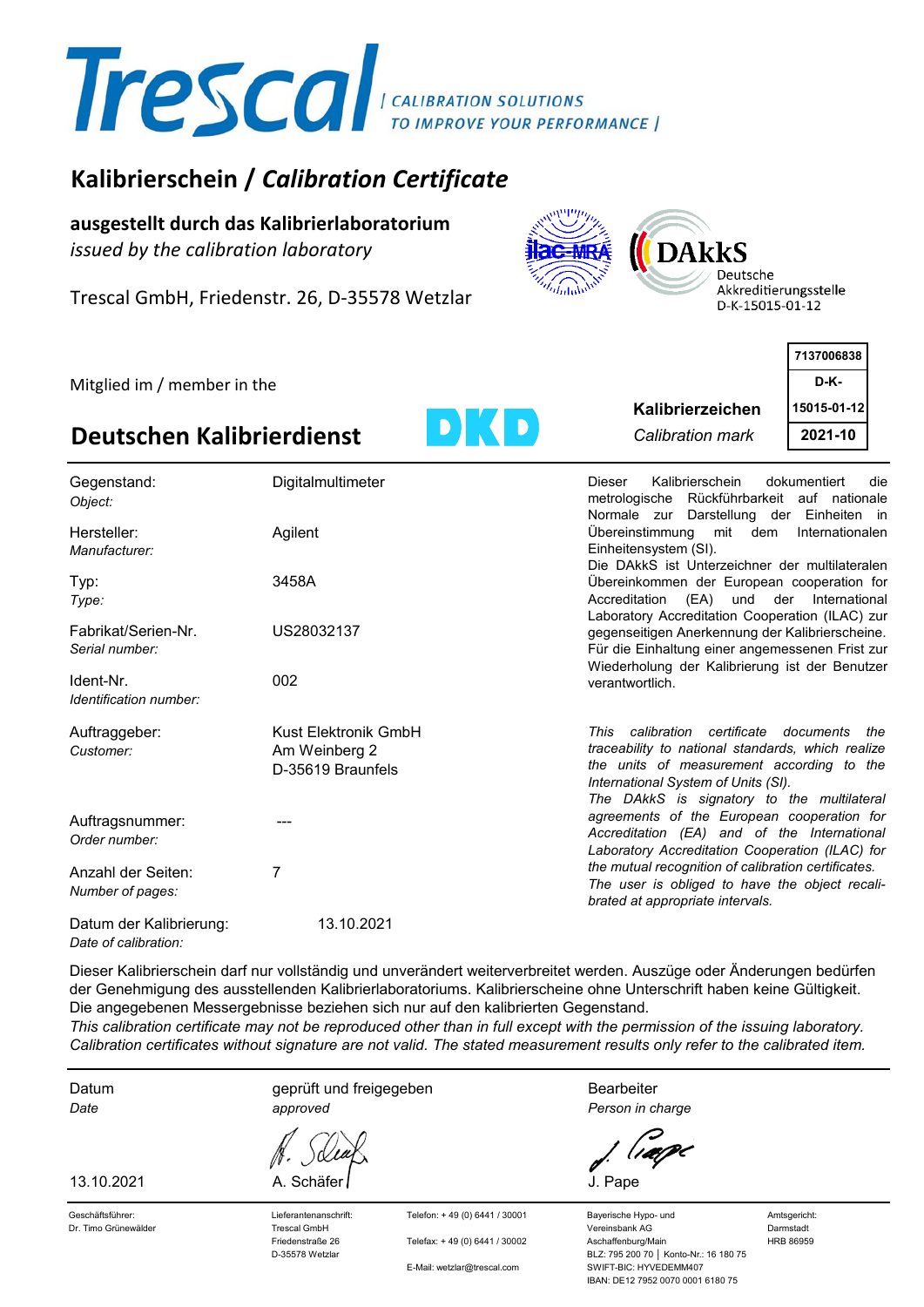# Trescal

| CALIBRATION SOLUTIONS TO IMPROVE YOUR PERFORMANCE |

## Kalibrierschein / *Calibration Certificate*

**ausgestellt durch das Kalibrierlaboratorium**
*issued by the calibration laboratory*

Trescal GmbH, Friedenstr. 26, D-35578 Wetzlar

ilac-MRA

DAkkS Deutsche Akkreditierungsstelle D-K-15015-01-12

Mitglied im / member in the

**Deutschen Kalibrierdienst** DKD

**Kalibrierzeichen**
*Calibration mark*

| 7137006838 |
|---|
| D-K- |
| 15015-01-12 |
| 2021-10 |

| | |
|---|---|
| Gegenstand: *Object:* | Digitalmultimeter |
| Hersteller: *Manufacturer:* | Agilent |
| Typ: *Type:* | 3458A |
| Fabrikat/Serien-Nr. *Serial number:* | US28032137 |
| Ident-Nr. *Identification number:* | 002 |
| Auftraggeber: *Customer:* | Kust Elektronik GmbH<br>Am Weinberg 2<br>D-35619 Braunfels |
| Auftragsnummer: *Order number:* | --- |
| Anzahl der Seiten: *Number of pages:* | 7 |
| Datum der Kalibrierung: *Date of calibration:* | 13.10.2021 |

Dieser Kalibrierschein dokumentiert die metrologische Rückführbarkeit auf nationale Normale zur Darstellung der Einheiten in Übereinstimmung mit dem Internationalen Einheitensystem (SI).
Die DAkkS ist Unterzeichner der multilateralen Übereinkommen der European cooperation for Accreditation (EA) und der International Laboratory Accreditation Cooperation (ILAC) zur gegenseitigen Anerkennung der Kalibrierscheine.
Für die Einhaltung einer angemessenen Frist zur Wiederholung der Kalibrierung ist der Benutzer verantwortlich.

*This calibration certificate documents the traceability to national standards, which realize the units of measurement according to the International System of Units (SI).*
*The DAkkS is signatory to the multilateral agreements of the European cooperation for Accreditation (EA) and of the International Laboratory Accreditation Cooperation (ILAC) for the mutual recognition of calibration certificates.*
*The user is obliged to have the object recalibrated at appropriate intervals.*

Dieser Kalibrierschein darf nur vollständig und unverändert weiterverbreitet werden. Auszüge oder Änderungen bedürfen der Genehmigung des ausstellenden Kalibrierlaboratoriums. Kalibrierscheine ohne Unterschrift haben keine Gültigkeit. Die angegebenen Messergebnisse beziehen sich nur auf den kalibrierten Gegenstand.
*This calibration certificate may not be reproduced other than in full except with the permission of the issuing laboratory. Calibration certificates without signature are not valid. The stated measurement results only refer to the calibrated item.*

| Datum *Date* | geprüft und freigegeben *approved* | Bearbeiter *Person in charge* |
|---|---|---|
| 13.10.2021 | A. Schäfer | J. Pape |

Geschäftsführer: Dr. Timo Grünewälder

Lieferantenanschrift: Trescal GmbH, Friedenstraße 26, D-35578 Wetzlar

Telefon: + 49 (0) 6441 / 30001
Telefax: + 49 (0) 6441 / 30002
E-Mail: wetzlar@trescal.com

Bayerische Hypo- und Vereinsbank AG, Aschaffenburg/Main
BLZ: 795 200 70 | Konto-Nr.: 16 180 75
SWIFT-BIC: HYVEDEMM407
IBAN: DE12 7952 0070 0001 6180 75

Amtsgericht: Darmstadt HRB 86959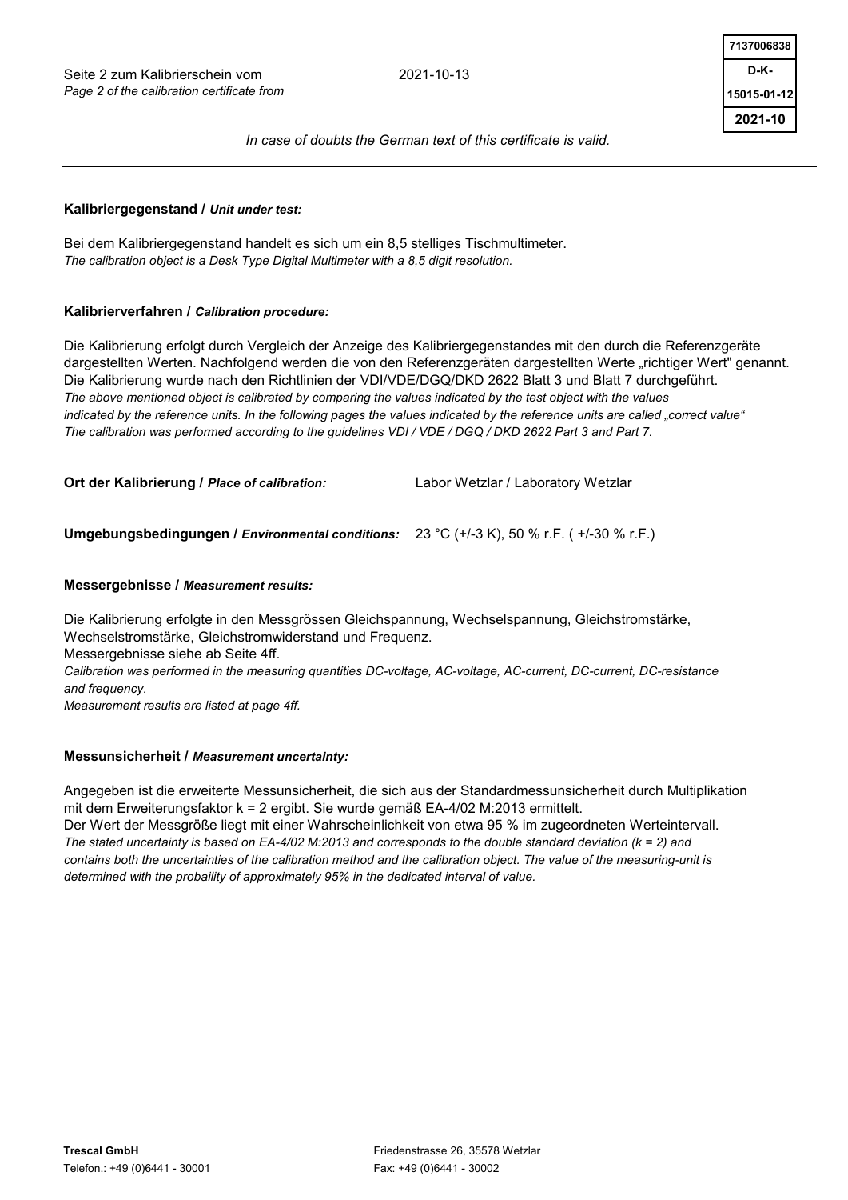In case of doubts the German text of this certificate is valid.

**Kalibriergegenstand / *Unit under test:***

Bei dem Kalibriergegenstand handelt es sich um ein 8,5 stelliges Tischmultimeter.
*The calibration object is a Desk Type Digital Multimeter with a 8,5 digit resolution.*

**Kalibrierverfahren / *Calibration procedure:***

Die Kalibrierung erfolgt durch Vergleich der Anzeige des Kalibriergegenstandes mit den durch die Referenzgeräte dargestellten Werten. Nachfolgend werden die von den Referenzgeräten dargestellten Werte „richtiger Wert" genannt. Die Kalibrierung wurde nach den Richtlinien der VDI/VDE/DGQ/DKD 2622 Blatt 3 und Blatt 7 durchgeführt.
*The above mentioned object is calibrated by comparing the values indicated by the test object with the values indicated by the reference units. In the following pages the values indicated by the reference units are called „correct value" The calibration was performed according to the guidelines VDI / VDE / DGQ / DKD 2622 Part 3 and Part 7.*

**Ort der Kalibrierung / *Place of calibration:*** Labor Wetzlar / Laboratory Wetzlar

**Umgebungsbedingungen / *Environmental conditions:*** 23 °C (+/-3 K), 50 % r.F. ( +/-30 % r.F.)

**Messergebnisse / *Measurement results:***

Die Kalibrierung erfolgte in den Messgrössen Gleichspannung, Wechselspannung, Gleichstromstärke, Wechselstromstärke, Gleichstromwiderstand und Frequenz.
Messergebnisse siehe ab Seite 4ff.
*Calibration was performed in the measuring quantities DC-voltage, AC-voltage, AC-current, DC-current, DC-resistance and frequency.*
*Measurement results are listed at page 4ff.*

**Messunsicherheit / *Measurement uncertainty:***

Angegeben ist die erweiterte Messunsicherheit, die sich aus der Standardmessunsicherheit durch Multiplikation mit dem Erweiterungsfaktor k = 2 ergibt. Sie wurde gemäß EA-4/02 M:2013 ermittelt.
Der Wert der Messgröße liegt mit einer Wahrscheinlichkeit von etwa 95 % im zugeordneten Werteintervall.
*The stated uncertainty is based on EA-4/02 M:2013 and corresponds to the double standard deviation (k = 2) and contains both the uncertainties of the calibration method and the calibration object. The value of the measuring-unit is determined with the probaility of approximately 95% in the dedicated interval of value.*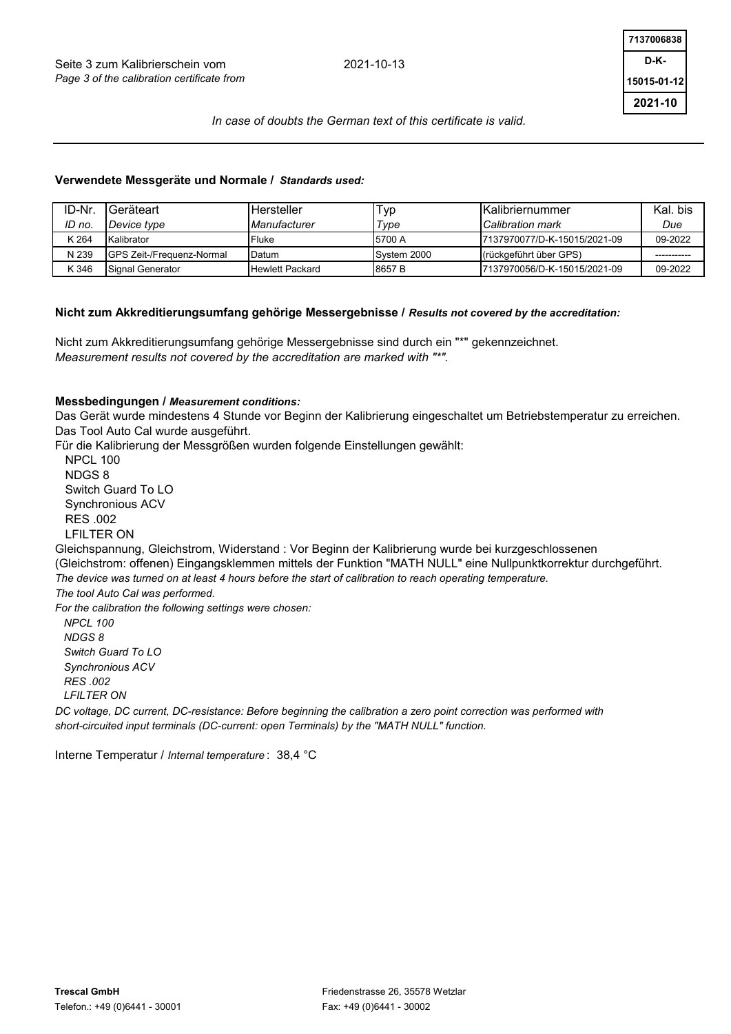In case of doubts the German text of this certificate is valid.

### Verwendete Messgeräte und Normale / *Standards used:*

| ID-Nr.<br>*ID no.* | Geräteart<br>*Device type* | Hersteller<br>*Manufacturer* | Typ<br>*Type* | Kalibriernummer<br>*Calibration mark* | Kal. bis<br>*Due* |
|---|---|---|---|---|---|
| K 264 | Kalibrator | Fluke | 5700 A | 7137970077/D-K-15015/2021-09 | 09-2022 |
| N 239 | GPS Zeit-/Frequenz-Normal | Datum | System 2000 | (rückgeführt über GPS) | ---------- |
| K 346 | Signal Generator | Hewlett Packard | 8657 B | 7137970056/D-K-15015/2021-09 | 09-2022 |

### Nicht zum Akkreditierungsumfang gehörige Messergebnisse / *Results not covered by the accreditation:*

Nicht zum Akkreditierungsumfang gehörige Messergebnisse sind durch ein "*" gekennzeichnet.
*Measurement results not covered by the accreditation are marked with "*".*

### Messbedingungen / *Measurement conditions:*

Das Gerät wurde mindestens 4 Stunde vor Beginn der Kalibrierung eingeschaltet um Betriebstemperatur zu erreichen.
Das Tool Auto Cal wurde ausgeführt.
Für die Kalibrierung der Messgrößen wurden folgende Einstellungen gewählt:

NPCL 100
NDGS 8
Switch Guard To LO
Synchronious ACV
RES .002
LFILTER ON

Gleichspannung, Gleichstrom, Widerstand : Vor Beginn der Kalibrierung wurde bei kurzgeschlossenen (Gleichstrom: offenen) Eingangsklemmen mittels der Funktion "MATH NULL" eine Nullpunktkorrektur durchgeführt.

*The device was turned on at least 4 hours before the start of calibration to reach operating temperature.*
*The tool Auto Cal was performed.*
*For the calibration the following settings were chosen:*

*NPCL 100*
*NDGS 8*
*Switch Guard To LO*
*Synchronious ACV*
*RES .002*
*LFILTER ON*

*DC voltage, DC current, DC-resistance: Before beginning the calibration a zero point correction was performed with short-circuited input terminals (DC-current: open Terminals) by the "MATH NULL" function.*

Interne Temperatur / *Internal temperature* : 38,4 °C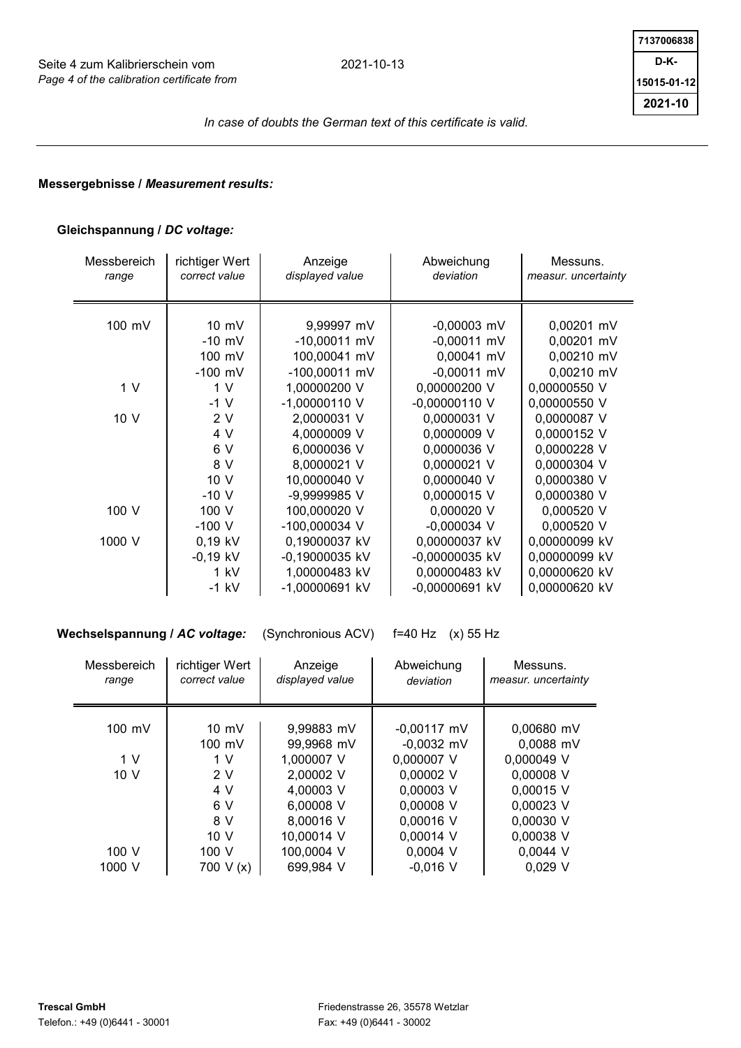Seite 4 zum Kalibrierschein vom 2021-10-13
*Page 4 of the calibration certificate from*

| 7137006838 |
|---|
| D-K-15015-01-12 |
| 2021-10 |

*In case of doubts the German text of this certificate is valid.*

**Messergebnisse / *Measurement results:***

**Gleichspannung / *DC voltage:***

| Messbereich *range* | richtiger Wert *correct value* | Anzeige *displayed value* | Abweichung *deviation* | Messuns. *measur. uncertainty* |
|---|---|---|---|---|
| 100 mV | 10 mV | 9,99997 mV | -0,00003 mV | 0,00201 mV |
| | -10 mV | -10,00011 mV | -0,00011 mV | 0,00201 mV |
| | 100 mV | 100,00041 mV | 0,00041 mV | 0,00210 mV |
| | -100 mV | -100,00011 mV | -0,00011 mV | 0,00210 mV |
| 1 V | 1 V | 1,00000200 V | 0,00000200 V | 0,00000550 V |
| | -1 V | -1,00000110 V | -0,00000110 V | 0,00000550 V |
| 10 V | 2 V | 2,0000031 V | 0,0000031 V | 0,0000087 V |
| | 4 V | 4,0000009 V | 0,0000009 V | 0,0000152 V |
| | 6 V | 6,0000036 V | 0,0000036 V | 0,0000228 V |
| | 8 V | 8,0000021 V | 0,0000021 V | 0,0000304 V |
| | 10 V | 10,0000040 V | 0,0000040 V | 0,0000380 V |
| | -10 V | -9,9999985 V | 0,0000015 V | 0,0000380 V |
| 100 V | 100 V | 100,000020 V | 0,000020 V | 0,000520 V |
| | -100 V | -100,000034 V | -0,000034 V | 0,000520 V |
| 1000 V | 0,19 kV | 0,19000037 kV | 0,00000037 kV | 0,00000099 kV |
| | -0,19 kV | -0,19000035 kV | -0,00000035 kV | 0,00000099 kV |
| | 1 kV | 1,00000483 kV | 0,00000483 kV | 0,00000620 kV |
| | -1 kV | -1,00000691 kV | -0,00000691 kV | 0,00000620 kV |

**Wechselspannung / *AC voltage:*** (Synchronious ACV) f=40 Hz (x) 55 Hz

| Messbereich *range* | richtiger Wert *correct value* | Anzeige *displayed value* | Abweichung *deviation* | Messuns. *measur. uncertainty* |
|---|---|---|---|---|
| 100 mV | 10 mV | 9,99883 mV | -0,00117 mV | 0,00680 mV |
| | 100 mV | 99,9968 mV | -0,0032 mV | 0,0088 mV |
| 1 V | 1 V | 1,000007 V | 0,000007 V | 0,000049 V |
| 10 V | 2 V | 2,00002 V | 0,00002 V | 0,00008 V |
| | 4 V | 4,00003 V | 0,00003 V | 0,00015 V |
| | 6 V | 6,00008 V | 0,00008 V | 0,00023 V |
| | 8 V | 8,00016 V | 0,00016 V | 0,00030 V |
| | 10 V | 10,00014 V | 0,00014 V | 0,00038 V |
| 100 V | 100 V | 100,0004 V | 0,0004 V | 0,0044 V |
| 1000 V | 700 V (x) | 699,984 V | -0,016 V | 0,029 V |

**Trescal GmbH**
Telefon.: +49 (0)6441 - 30001

Friedenstrasse 26, 35578 Wetzlar
Fax: +49 (0)6441 - 30002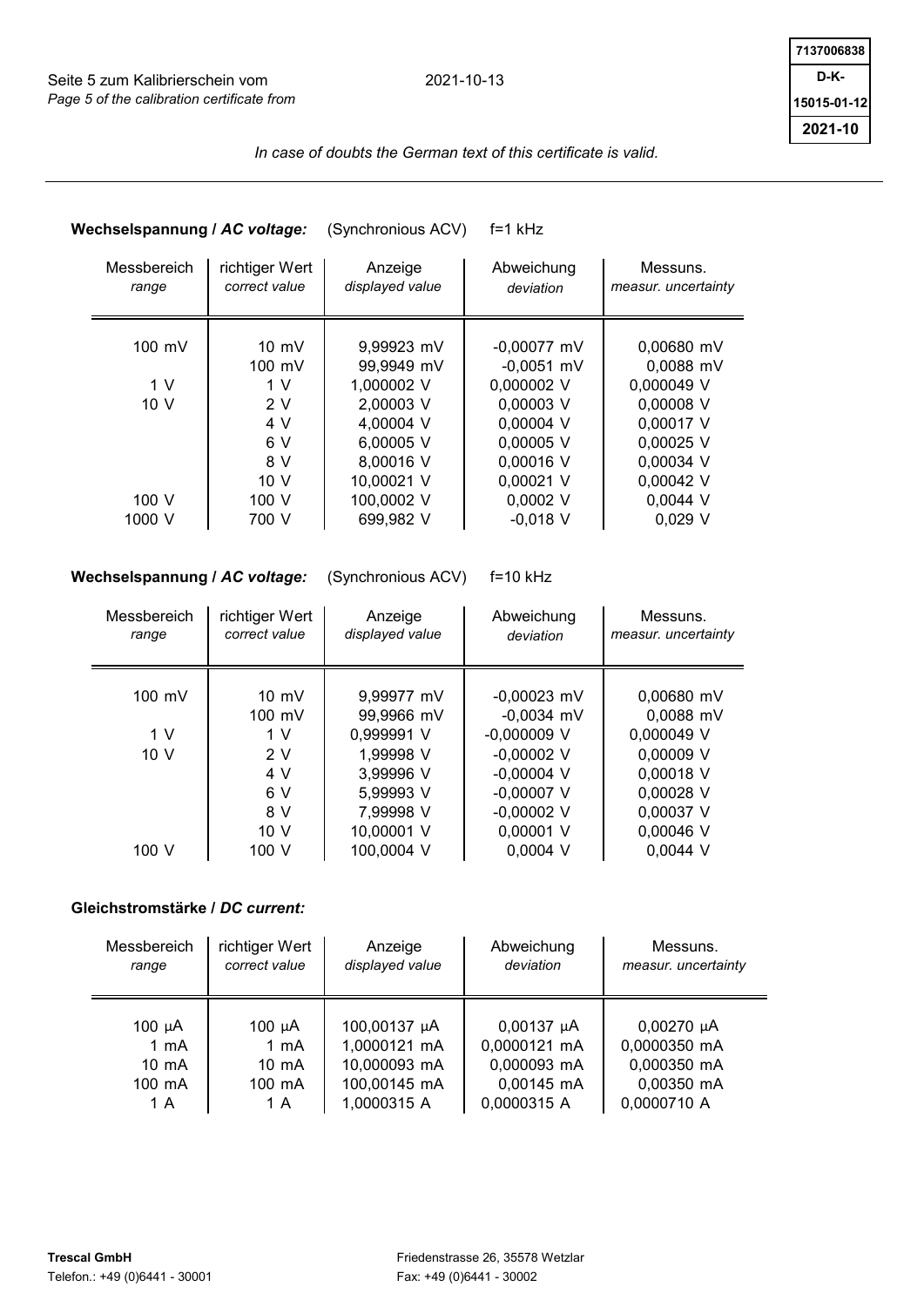Seite 5 zum Kalibrierschein vom 2021-10-13
*Page 5 of the calibration certificate from*

| 7137006838 |
|---|
| D-K-15015-01-12 |
| 2021-10 |

*In case of doubts the German text of this certificate is valid.*

**Wechselspannung / *AC voltage:*** (Synchronious ACV) f=1 kHz

| Messbereich *range* | richtiger Wert *correct value* | Anzeige *displayed value* | Abweichung *deviation* | Messuns. *measur. uncertainty* |
|---|---|---|---|---|
| 100 mV | 10 mV | 9,99923 mV | -0,00077 mV | 0,00680 mV |
| | 100 mV | 99,9949 mV | -0,0051 mV | 0,0088 mV |
| 1 V | 1 V | 1,000002 V | 0,000002 V | 0,000049 V |
| 10 V | 2 V | 2,00003 V | 0,00003 V | 0,00008 V |
| | 4 V | 4,00004 V | 0,00004 V | 0,00017 V |
| | 6 V | 6,00005 V | 0,00005 V | 0,00025 V |
| | 8 V | 8,00016 V | 0,00016 V | 0,00034 V |
| | 10 V | 10,00021 V | 0,00021 V | 0,00042 V |
| 100 V | 100 V | 100,0002 V | 0,0002 V | 0,0044 V |
| 1000 V | 700 V | 699,982 V | -0,018 V | 0,029 V |

**Wechselspannung / *AC voltage:*** (Synchronious ACV) f=10 kHz

| Messbereich *range* | richtiger Wert *correct value* | Anzeige *displayed value* | Abweichung *deviation* | Messuns. *measur. uncertainty* |
|---|---|---|---|---|
| 100 mV | 10 mV | 9,99977 mV | -0,00023 mV | 0,00680 mV |
| | 100 mV | 99,9966 mV | -0,0034 mV | 0,0088 mV |
| 1 V | 1 V | 0,999991 V | -0,000009 V | 0,000049 V |
| 10 V | 2 V | 1,99998 V | -0,00002 V | 0,00009 V |
| | 4 V | 3,99996 V | -0,00004 V | 0,00018 V |
| | 6 V | 5,99993 V | -0,00007 V | 0,00028 V |
| | 8 V | 7,99998 V | -0,00002 V | 0,00037 V |
| | 10 V | 10,00001 V | 0,00001 V | 0,00046 V |
| 100 V | 100 V | 100,0004 V | 0,0004 V | 0,0044 V |

**Gleichstromstärke / *DC current:***

| Messbereich *range* | richtiger Wert *correct value* | Anzeige *displayed value* | Abweichung *deviation* | Messuns. *measur. uncertainty* |
|---|---|---|---|---|
| 100 µA | 100 µA | 100,00137 µA | 0,00137 µA | 0,00270 µA |
| 1 mA | 1 mA | 1,0000121 mA | 0,0000121 mA | 0,0000350 mA |
| 10 mA | 10 mA | 10,000093 mA | 0,000093 mA | 0,000350 mA |
| 100 mA | 100 mA | 100,00145 mA | 0,00145 mA | 0,00350 mA |
| 1 A | 1 A | 1,0000315 A | 0,0000315 A | 0,0000710 A |

**Trescal GmbH**
Telefon.: +49 (0)6441 - 30001
Friedenstrasse 26, 35578 Wetzlar
Fax: +49 (0)6441 - 30002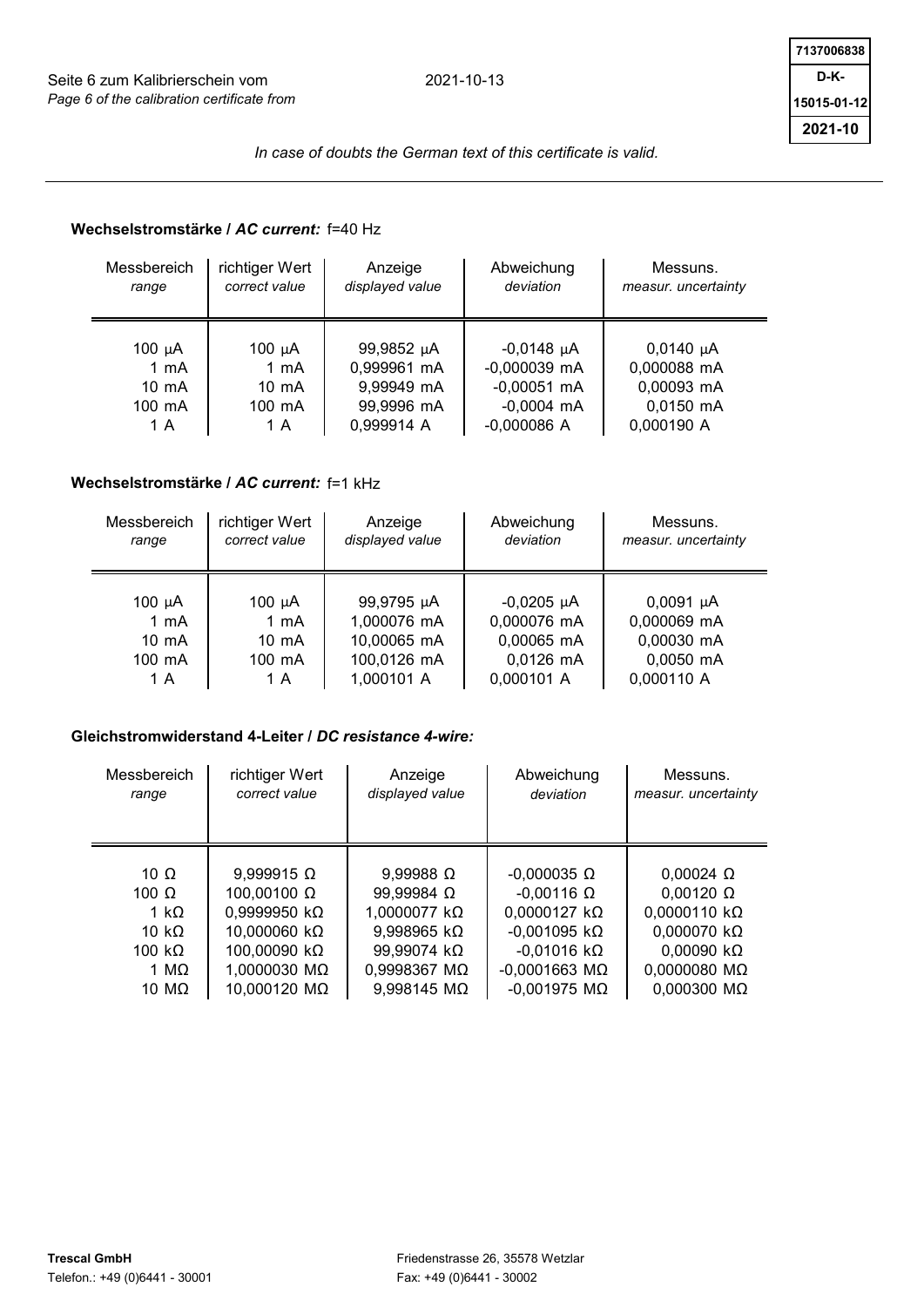In case of doubts the German text of this certificate is valid.

**Wechselstromstärke / *AC current:*** f=40 Hz

| Messbereich *range* | richtiger Wert *correct value* | Anzeige *displayed value* | Abweichung *deviation* | Messuns. *measur. uncertainty* |
|---|---|---|---|---|
| 100 µA | 100 µA | 99,9852 µA | -0,0148 µA | 0,0140 µA |
| 1 mA | 1 mA | 0,999961 mA | -0,000039 mA | 0,000088 mA |
| 10 mA | 10 mA | 9,99949 mA | -0,00051 mA | 0,00093 mA |
| 100 mA | 100 mA | 99,9996 mA | -0,0004 mA | 0,0150 mA |
| 1 A | 1 A | 0,999914 A | -0,000086 A | 0,000190 A |

**Wechselstromstärke / *AC current:*** f=1 kHz

| Messbereich *range* | richtiger Wert *correct value* | Anzeige *displayed value* | Abweichung *deviation* | Messuns. *measur. uncertainty* |
|---|---|---|---|---|
| 100 µA | 100 µA | 99,9795 µA | -0,0205 µA | 0,0091 µA |
| 1 mA | 1 mA | 1,000076 mA | 0,000076 mA | 0,000069 mA |
| 10 mA | 10 mA | 10,00065 mA | 0,00065 mA | 0,00030 mA |
| 100 mA | 100 mA | 100,0126 mA | 0,0126 mA | 0,0050 mA |
| 1 A | 1 A | 1,000101 A | 0,000101 A | 0,000110 A |

**Gleichstromwiderstand 4-Leiter / *DC resistance 4-wire:***

| Messbereich *range* | richtiger Wert *correct value* | Anzeige *displayed value* | Abweichung *deviation* | Messuns. *measur. uncertainty* |
|---|---|---|---|---|
| 10 Ω | 9,999915 Ω | 9,99988 Ω | -0,000035 Ω | 0,00024 Ω |
| 100 Ω | 100,00100 Ω | 99,99984 Ω | -0,00116 Ω | 0,00120 Ω |
| 1 kΩ | 0,9999950 kΩ | 1,0000077 kΩ | 0,0000127 kΩ | 0,0000110 kΩ |
| 10 kΩ | 10,000060 kΩ | 9,998965 kΩ | -0,001095 kΩ | 0,000070 kΩ |
| 100 kΩ | 100,00090 kΩ | 99,99074 kΩ | -0,01016 kΩ | 0,00090 kΩ |
| 1 MΩ | 1,0000030 MΩ | 0,9998367 MΩ | -0,0001663 MΩ | 0,0000080 MΩ |
| 10 MΩ | 10,000120 MΩ | 9,998145 MΩ | -0,001975 MΩ | 0,000300 MΩ |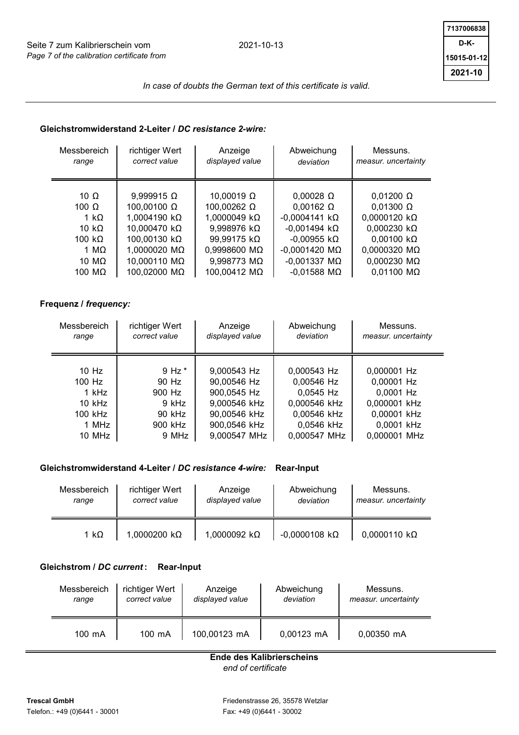*In case of doubts the German text of this certificate is valid.*

**Gleichstromwiderstand 2-Leiter /** ***DC resistance 2-wire:***

| Messbereich *range* | richtiger Wert *correct value* | Anzeige *displayed value* | Abweichung *deviation* | Messuns. *measur. uncertainty* |
|---|---|---|---|---|
| 10 Ω | 9,999915 Ω | 10,00019 Ω | 0,00028 Ω | 0,01200 Ω |
| 100 Ω | 100,00100 Ω | 100,00262 Ω | 0,00162 Ω | 0,01300 Ω |
| 1 kΩ | 1,0004190 kΩ | 1,0000049 kΩ | -0,0004141 kΩ | 0,0000120 kΩ |
| 10 kΩ | 10,000470 kΩ | 9,998976 kΩ | -0,001494 kΩ | 0,000230 kΩ |
| 100 kΩ | 100,00130 kΩ | 99,99175 kΩ | -0,00955 kΩ | 0,00100 kΩ |
| 1 MΩ | 1,0000020 MΩ | 0,9998600 MΩ | -0,0001420 MΩ | 0,0000320 MΩ |
| 10 MΩ | 10,000110 MΩ | 9,998773 MΩ | -0,001337 MΩ | 0,000230 MΩ |
| 100 MΩ | 100,02000 MΩ | 100,00412 MΩ | -0,01588 MΩ | 0,01100 MΩ |

**Frequenz /** ***frequency:***

| Messbereich *range* | richtiger Wert *correct value* | Anzeige *displayed value* | Abweichung *deviation* | Messuns. *measur. uncertainty* |
|---|---|---|---|---|
| 10 Hz | 9 Hz * | 9,000543 Hz | 0,000543 Hz | 0,000001 Hz |
| 100 Hz | 90 Hz | 90,00546 Hz | 0,00546 Hz | 0,00001 Hz |
| 1 kHz | 900 Hz | 900,0545 Hz | 0,0545 Hz | 0,0001 Hz |
| 10 kHz | 9 kHz | 9,000546 kHz | 0,000546 kHz | 0,000001 kHz |
| 100 kHz | 90 kHz | 90,00546 kHz | 0,00546 kHz | 0,00001 kHz |
| 1 MHz | 900 kHz | 900,0546 kHz | 0,0546 kHz | 0,0001 kHz |
| 10 MHz | 9 MHz | 9,000547 MHz | 0,000547 MHz | 0,000001 MHz |

**Gleichstromwiderstand 4-Leiter /** ***DC resistance 4-wire:*** **Rear-Input**

| Messbereich *range* | richtiger Wert *correct value* | Anzeige *displayed value* | Abweichung *deviation* | Messuns. *measur. uncertainty* |
|---|---|---|---|---|
| 1 kΩ | 1,0000200 kΩ | 1,0000092 kΩ | -0,0000108 kΩ | 0,0000110 kΩ |

**Gleichstrom /** ***DC current*** **: Rear-Input**

| Messbereich *range* | richtiger Wert *correct value* | Anzeige *displayed value* | Abweichung *deviation* | Messuns. *measur. uncertainty* |
|---|---|---|---|---|
| 100 mA | 100 mA | 100,00123 mA | 0,00123 mA | 0,00350 mA |

**Ende des Kalibrierscheins**
*end of certificate*